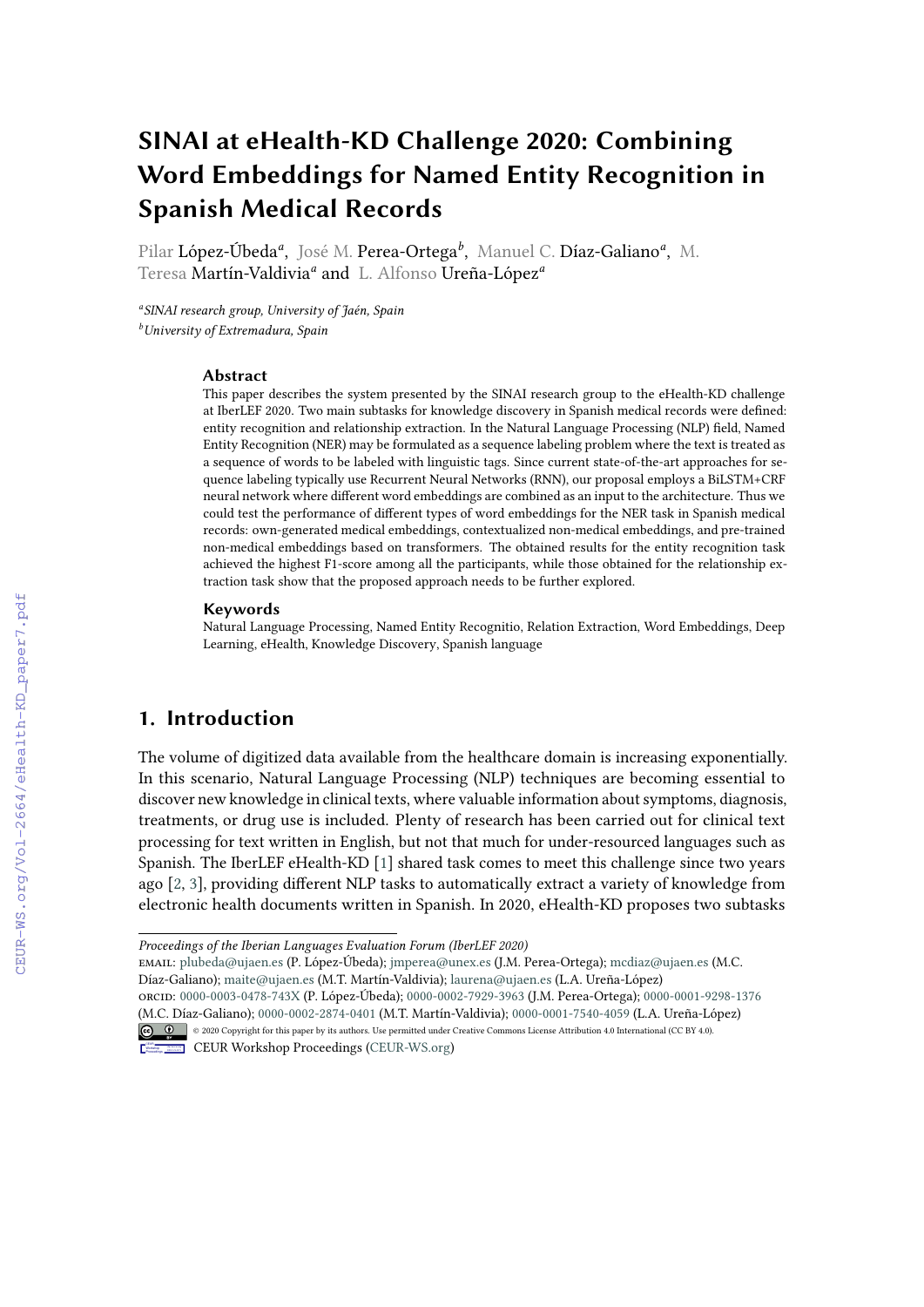# SINAI at eHealth-KD Challenge 2020: Combining Word Embeddings for Named Entity Recognition in Spanish Medical Records

Pilar López-Úbeda[a], José M. Perea-Ortega[b], Manuel C. Díaz-Galiano[a], M. Teresa Martín-Valdivia[a] and L. Alfonso Ureña-López[a]

[a] *SINAI research group, University of Jaén, Spain*
[b] *University of Extremadura, Spain*

### Abstract

This paper describes the system presented by the SINAI research group to the eHealth-KD challenge at IberLEF 2020. Two main subtasks for knowledge discovery in Spanish medical records were defined: entity recognition and relationship extraction. In the Natural Language Processing (NLP) field, Named Entity Recognition (NER) may be formulated as a sequence labeling problem where the text is treated as a sequence of words to be labeled with linguistic tags. Since current state-of-the-art approaches for sequence labeling typically use Recurrent Neural Networks (RNN), our proposal employs a BiLSTM+CRF neural network where different word embeddings are combined as an input to the architecture. Thus we could test the performance of different types of word embeddings for the NER task in Spanish medical records: own-generated medical embeddings, contextualized non-medical embeddings, and pre-trained non-medical embeddings based on transformers. The obtained results for the entity recognition task achieved the highest F1-score among all the participants, while those obtained for the relationship extraction task show that the proposed approach needs to be further explored.

### Keywords

Natural Language Processing, Named Entity Recognitio, Relation Extraction, Word Embeddings, Deep Learning, eHealth, Knowledge Discovery, Spanish language

## 1. Introduction

The volume of digitized data available from the healthcare domain is increasing exponentially. In this scenario, Natural Language Processing (NLP) techniques are becoming essential to discover new knowledge in clinical texts, where valuable information about symptoms, diagnosis, treatments, or drug use is included. Plenty of research has been carried out for clinical text processing for text written in English, but not that much for under-resourced languages such as Spanish. The IberLEF eHealth-KD [1] shared task comes to meet this challenge since two years ago [2, 3], providing different NLP tasks to automatically extract a variety of knowledge from electronic health documents written in Spanish. In 2020, eHealth-KD proposes two subtasks

---

*Proceedings of the Iberian Languages Evaluation Forum (IberLEF 2020)*
email: plubeda@ujaen.es (P. López-Úbeda); jmperea@unex.es (J.M. Perea-Ortega); mcdiaz@ujaen.es (M.C. Díaz-Galiano); maite@ujaen.es (M.T. Martín-Valdivia); laurena@ujaen.es (L.A. Ureña-López)
orcid: 0000-0003-0478-743X (P. López-Úbeda); 0000-0002-7929-3963 (J.M. Perea-Ortega); 0000-0001-9298-1376 (M.C. Díaz-Galiano); 0000-0002-2874-0401 (M.T. Martín-Valdivia); 0000-0001-7540-4059 (L.A. Ureña-López)
© 2020 Copyright for this paper by its authors. Use permitted under Creative Commons License Attribution 4.0 International (CC BY 4.0).
CEUR Workshop Proceedings (CEUR-WS.org)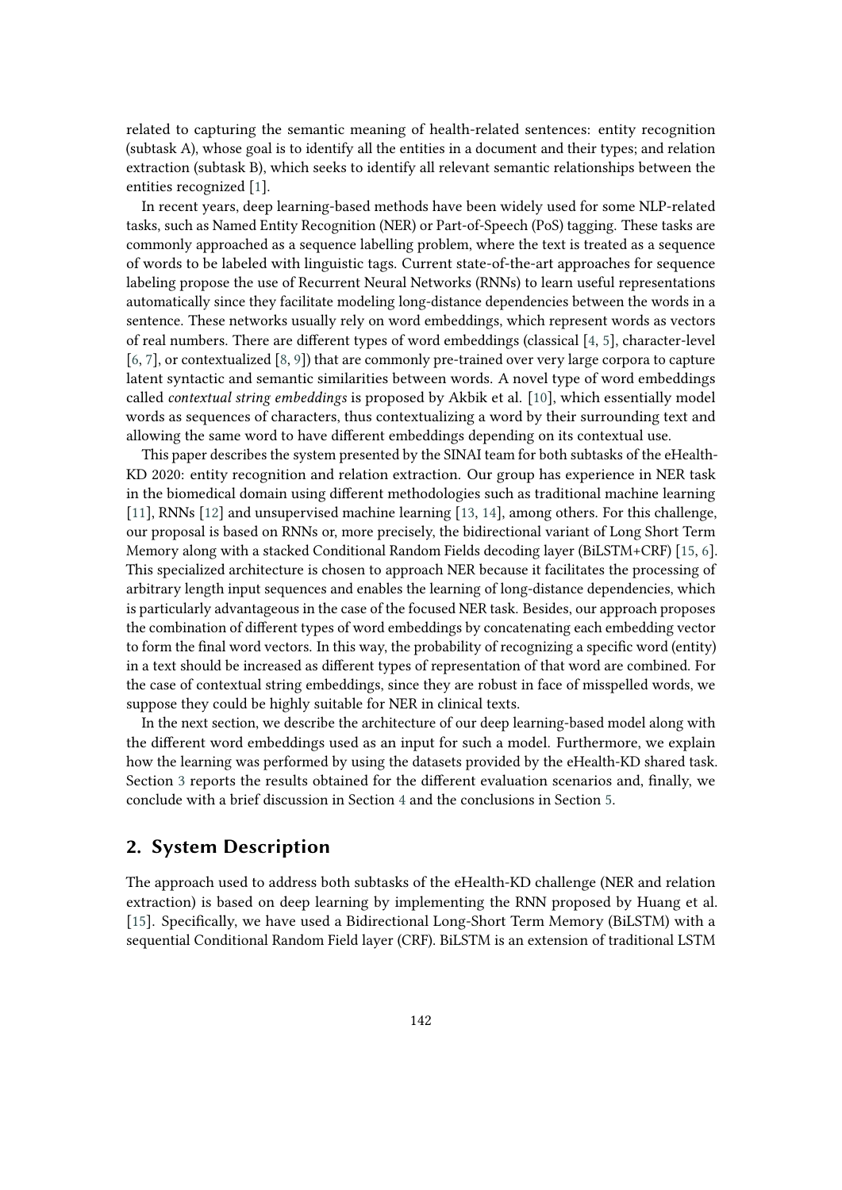related to capturing the semantic meaning of health-related sentences: entity recognition (subtask A), whose goal is to identify all the entities in a document and their types; and relation extraction (subtask B), which seeks to identify all relevant semantic relationships between the entities recognized [1].

In recent years, deep learning-based methods have been widely used for some NLP-related tasks, such as Named Entity Recognition (NER) or Part-of-Speech (PoS) tagging. These tasks are commonly approached as a sequence labelling problem, where the text is treated as a sequence of words to be labeled with linguistic tags. Current state-of-the-art approaches for sequence labeling propose the use of Recurrent Neural Networks (RNNs) to learn useful representations automatically since they facilitate modeling long-distance dependencies between the words in a sentence. These networks usually rely on word embeddings, which represent words as vectors of real numbers. There are different types of word embeddings (classical [4, 5], character-level [6, 7], or contextualized [8, 9]) that are commonly pre-trained over very large corpora to capture latent syntactic and semantic similarities between words. A novel type of word embeddings called *contextual string embeddings* is proposed by Akbik et al. [10], which essentially model words as sequences of characters, thus contextualizing a word by their surrounding text and allowing the same word to have different embeddings depending on its contextual use.

This paper describes the system presented by the SINAI team for both subtasks of the eHealth-KD 2020: entity recognition and relation extraction. Our group has experience in NER task in the biomedical domain using different methodologies such as traditional machine learning [11], RNNs [12] and unsupervised machine learning [13, 14], among others. For this challenge, our proposal is based on RNNs or, more precisely, the bidirectional variant of Long Short Term Memory along with a stacked Conditional Random Fields decoding layer (BiLSTM+CRF) [15, 6]. This specialized architecture is chosen to approach NER because it facilitates the processing of arbitrary length input sequences and enables the learning of long-distance dependencies, which is particularly advantageous in the case of the focused NER task. Besides, our approach proposes the combination of different types of word embeddings by concatenating each embedding vector to form the final word vectors. In this way, the probability of recognizing a specific word (entity) in a text should be increased as different types of representation of that word are combined. For the case of contextual string embeddings, since they are robust in face of misspelled words, we suppose they could be highly suitable for NER in clinical texts.

In the next section, we describe the architecture of our deep learning-based model along with the different word embeddings used as an input for such a model. Furthermore, we explain how the learning was performed by using the datasets provided by the eHealth-KD shared task. Section 3 reports the results obtained for the different evaluation scenarios and, finally, we conclude with a brief discussion in Section 4 and the conclusions in Section 5.

## 2. System Description

The approach used to address both subtasks of the eHealth-KD challenge (NER and relation extraction) is based on deep learning by implementing the RNN proposed by Huang et al. [15]. Specifically, we have used a Bidirectional Long-Short Term Memory (BiLSTM) with a sequential Conditional Random Field layer (CRF). BiLSTM is an extension of traditional LSTM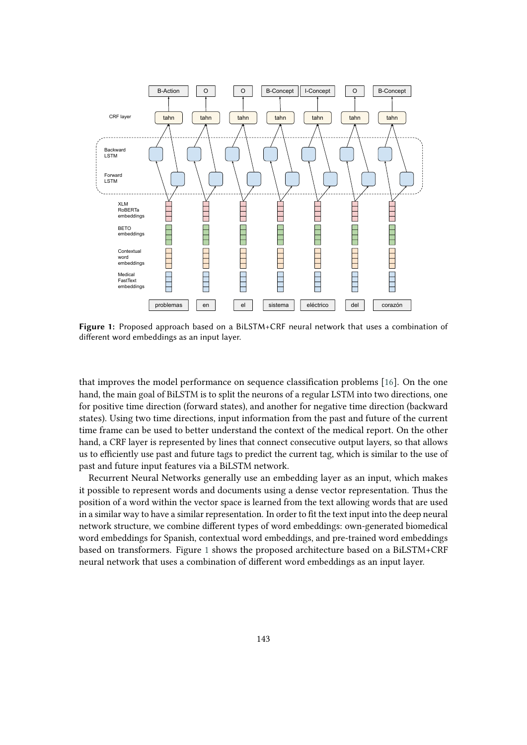**Figure 1:** Proposed approach based on a BiLSTM+CRF neural network that uses a combination of different word embeddings as an input layer.

that improves the model performance on sequence classification problems [16]. On the one hand, the main goal of BiLSTM is to split the neurons of a regular LSTM into two directions, one for positive time direction (forward states), and another for negative time direction (backward states). Using two time directions, input information from the past and future of the current time frame can be used to better understand the context of the medical report. On the other hand, a CRF layer is represented by lines that connect consecutive output layers, so that allows us to efficiently use past and future tags to predict the current tag, which is similar to the use of past and future input features via a BiLSTM network.

Recurrent Neural Networks generally use an embedding layer as an input, which makes it possible to represent words and documents using a dense vector representation. Thus the position of a word within the vector space is learned from the text allowing words that are used in a similar way to have a similar representation. In order to fit the text input into the deep neural network structure, we combine different types of word embeddings: own-generated biomedical word embeddings for Spanish, contextual word embeddings, and pre-trained word embeddings based on transformers. Figure 1 shows the proposed architecture based on a BiLSTM+CRF neural network that uses a combination of different word embeddings as an input layer.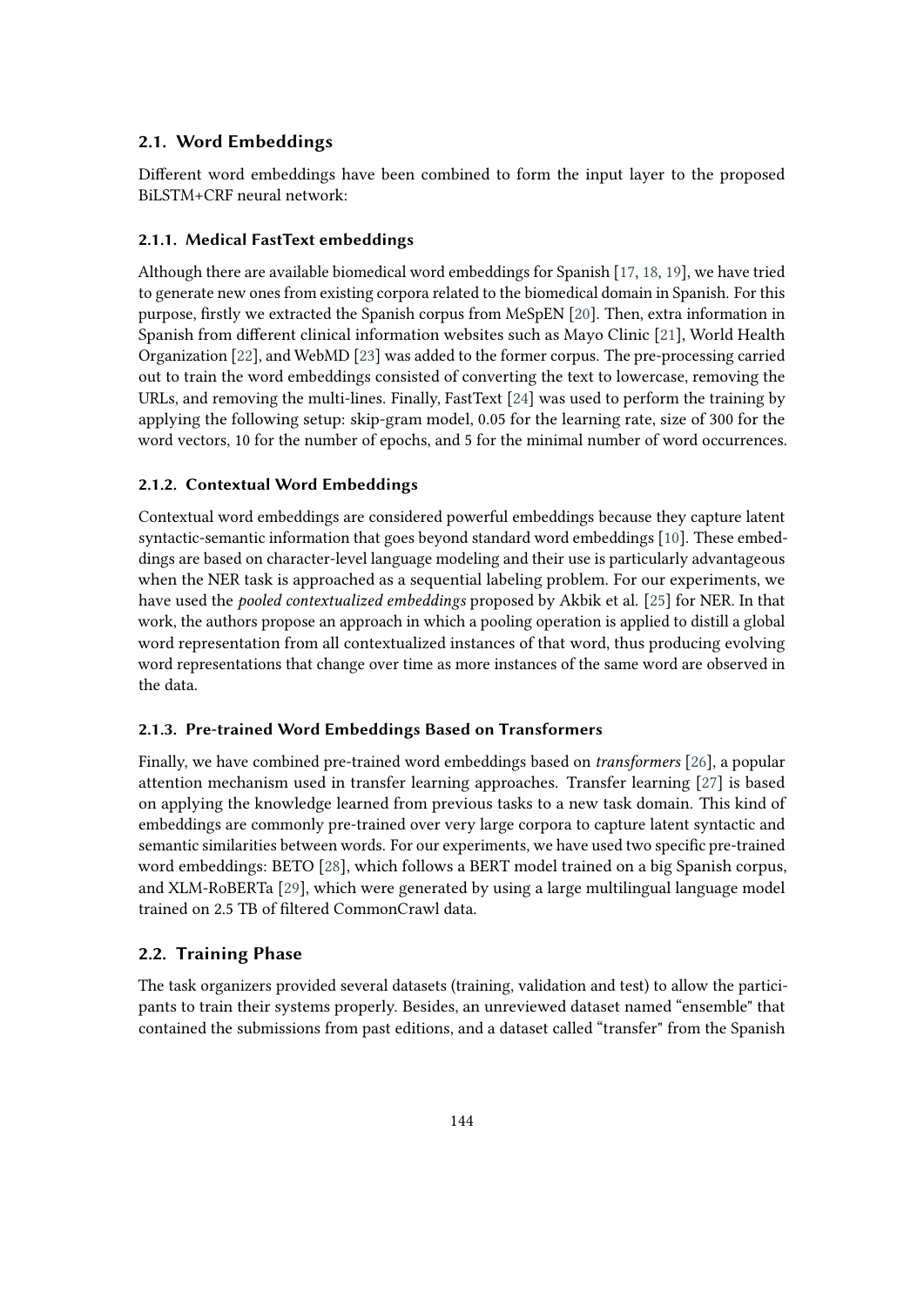## 2.1. Word Embeddings

Different word embeddings have been combined to form the input layer to the proposed BiLSTM+CRF neural network:

### 2.1.1. Medical FastText embeddings

Although there are available biomedical word embeddings for Spanish [17, 18, 19], we have tried to generate new ones from existing corpora related to the biomedical domain in Spanish. For this purpose, firstly we extracted the Spanish corpus from MeSpEN [20]. Then, extra information in Spanish from different clinical information websites such as Mayo Clinic [21], World Health Organization [22], and WebMD [23] was added to the former corpus. The pre-processing carried out to train the word embeddings consisted of converting the text to lowercase, removing the URLs, and removing the multi-lines. Finally, FastText [24] was used to perform the training by applying the following setup: skip-gram model, 0.05 for the learning rate, size of 300 for the word vectors, 10 for the number of epochs, and 5 for the minimal number of word occurrences.

### 2.1.2. Contextual Word Embeddings

Contextual word embeddings are considered powerful embeddings because they capture latent syntactic-semantic information that goes beyond standard word embeddings [10]. These embeddings are based on character-level language modeling and their use is particularly advantageous when the NER task is approached as a sequential labeling problem. For our experiments, we have used the *pooled contextualized embeddings* proposed by Akbik et al. [25] for NER. In that work, the authors propose an approach in which a pooling operation is applied to distill a global word representation from all contextualized instances of that word, thus producing evolving word representations that change over time as more instances of the same word are observed in the data.

### 2.1.3. Pre-trained Word Embeddings Based on Transformers

Finally, we have combined pre-trained word embeddings based on *transformers* [26], a popular attention mechanism used in transfer learning approaches. Transfer learning [27] is based on applying the knowledge learned from previous tasks to a new task domain. This kind of embeddings are commonly pre-trained over very large corpora to capture latent syntactic and semantic similarities between words. For our experiments, we have used two specific pre-trained word embeddings: BETO [28], which follows a BERT model trained on a big Spanish corpus, and XLM-RoBERTa [29], which were generated by using a large multilingual language model trained on 2.5 TB of filtered CommonCrawl data.

## 2.2. Training Phase

The task organizers provided several datasets (training, validation and test) to allow the participants to train their systems properly. Besides, an unreviewed dataset named "ensemble" that contained the submissions from past editions, and a dataset called "transfer" from the Spanish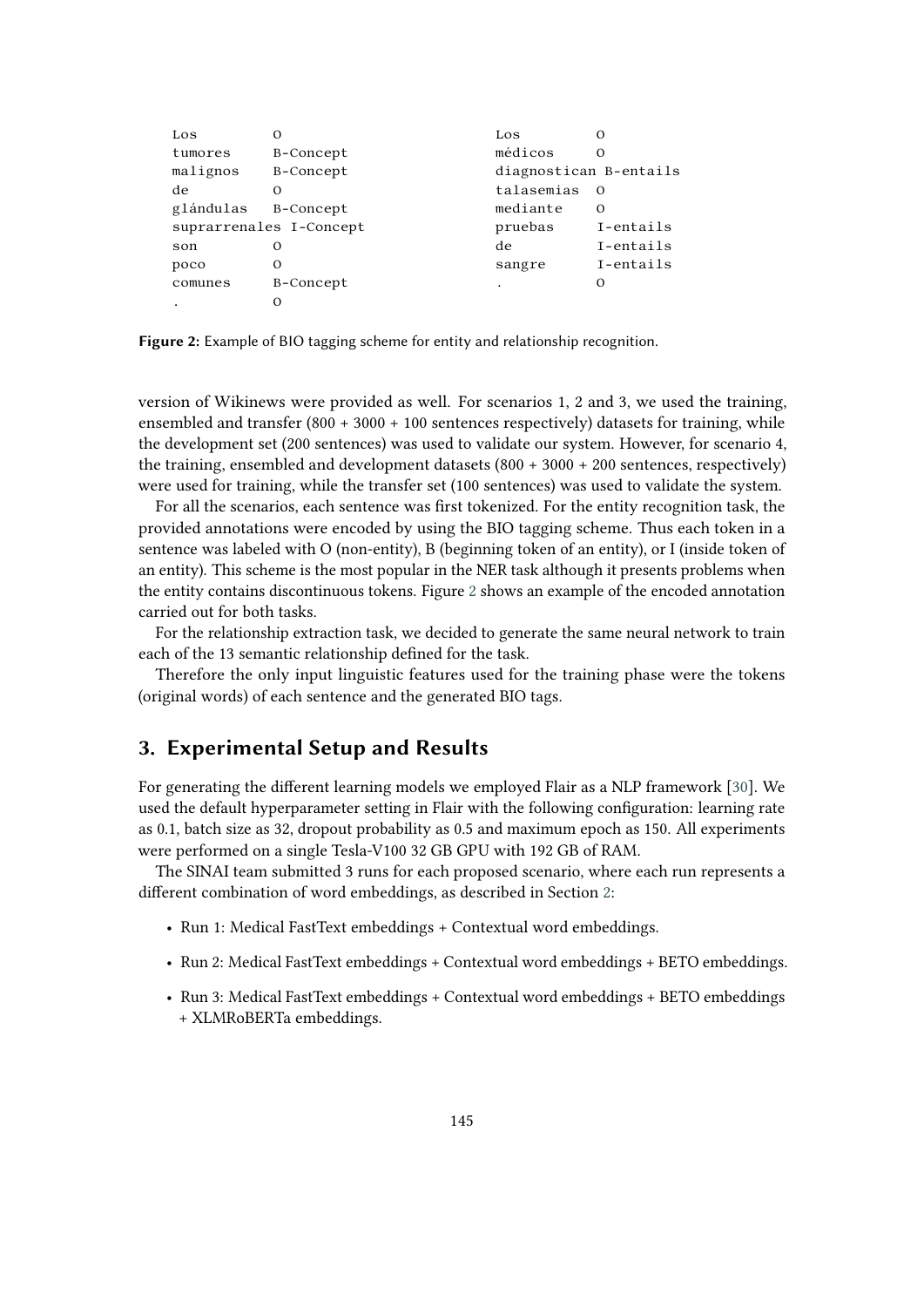```
Los                     O
tumores                 B-Concept
malignos                B-Concept
de                      O
glándulas               B-Concept
suprarrenales           I-Concept
son                     O
poco                    O
comunes                 B-Concept
.                       O
```

```
Los                     O
médicos                 O
diagnostican            B-entails
talasemias              O
mediante                O
pruebas                 I-entails
de                      I-entails
sangre                  I-entails
.                       O
```

**Figure 2:** Example of BIO tagging scheme for entity and relationship recognition.

version of Wikinews were provided as well. For scenarios 1, 2 and 3, we used the training, ensembled and transfer (800 + 3000 + 100 sentences respectively) datasets for training, while the development set (200 sentences) was used to validate our system. However, for scenario 4, the training, ensembled and development datasets (800 + 3000 + 200 sentences, respectively) were used for training, while the transfer set (100 sentences) was used to validate the system.

For all the scenarios, each sentence was first tokenized. For the entity recognition task, the provided annotations were encoded by using the BIO tagging scheme. Thus each token in a sentence was labeled with O (non-entity), B (beginning token of an entity), or I (inside token of an entity). This scheme is the most popular in the NER task although it presents problems when the entity contains discontinuous tokens. Figure 2 shows an example of the encoded annotation carried out for both tasks.

For the relationship extraction task, we decided to generate the same neural network to train each of the 13 semantic relationship defined for the task.

Therefore the only input linguistic features used for the training phase were the tokens (original words) of each sentence and the generated BIO tags.

## 3. Experimental Setup and Results

For generating the different learning models we employed Flair as a NLP framework [30]. We used the default hyperparameter setting in Flair with the following configuration: learning rate as 0.1, batch size as 32, dropout probability as 0.5 and maximum epoch as 150. All experiments were performed on a single Tesla-V100 32 GB GPU with 192 GB of RAM.

The SINAI team submitted 3 runs for each proposed scenario, where each run represents a different combination of word embeddings, as described in Section 2:

- Run 1: Medical FastText embeddings + Contextual word embeddings.
- Run 2: Medical FastText embeddings + Contextual word embeddings + BETO embeddings.
- Run 3: Medical FastText embeddings + Contextual word embeddings + BETO embeddings + XLMRoBERTa embeddings.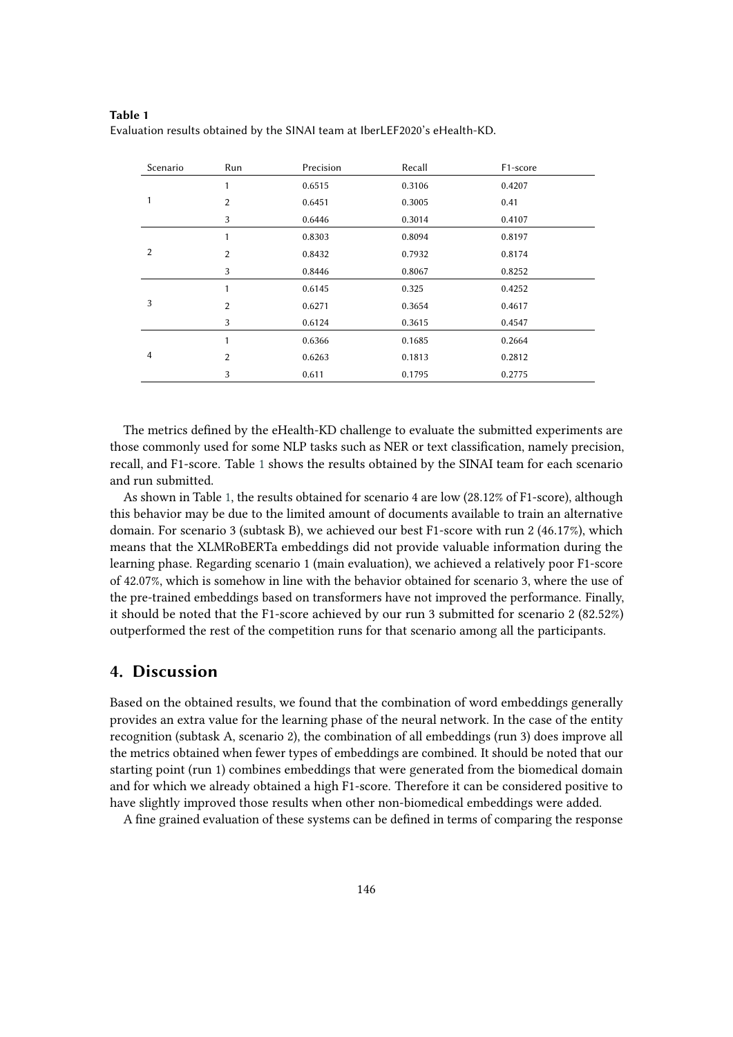**Table 1**
Evaluation results obtained by the SINAI team at IberLEF2020's eHealth-KD.

| Scenario | Run | Precision | Recall | F1-score |
|---|---|---|---|---|
| 1 | 1 | 0.6515 | 0.3106 | 0.4207 |
| | 2 | 0.6451 | 0.3005 | 0.41 |
| | 3 | 0.6446 | 0.3014 | 0.4107 |
| 2 | 1 | 0.8303 | 0.8094 | 0.8197 |
| | 2 | 0.8432 | 0.7932 | 0.8174 |
| | 3 | 0.8446 | 0.8067 | 0.8252 |
| 3 | 1 | 0.6145 | 0.325 | 0.4252 |
| | 2 | 0.6271 | 0.3654 | 0.4617 |
| | 3 | 0.6124 | 0.3615 | 0.4547 |
| 4 | 1 | 0.6366 | 0.1685 | 0.2664 |
| | 2 | 0.6263 | 0.1813 | 0.2812 |
| | 3 | 0.611 | 0.1795 | 0.2775 |

The metrics defined by the eHealth-KD challenge to evaluate the submitted experiments are those commonly used for some NLP tasks such as NER or text classification, namely precision, recall, and F1-score. Table 1 shows the results obtained by the SINAI team for each scenario and run submitted.

As shown in Table 1, the results obtained for scenario 4 are low (28.12% of F1-score), although this behavior may be due to the limited amount of documents available to train an alternative domain. For scenario 3 (subtask B), we achieved our best F1-score with run 2 (46.17%), which means that the XLMRoBERTa embeddings did not provide valuable information during the learning phase. Regarding scenario 1 (main evaluation), we achieved a relatively poor F1-score of 42.07%, which is somehow in line with the behavior obtained for scenario 3, where the use of the pre-trained embeddings based on transformers have not improved the performance. Finally, it should be noted that the F1-score achieved by our run 3 submitted for scenario 2 (82.52%) outperformed the rest of the competition runs for that scenario among all the participants.

## 4. Discussion

Based on the obtained results, we found that the combination of word embeddings generally provides an extra value for the learning phase of the neural network. In the case of the entity recognition (subtask A, scenario 2), the combination of all embeddings (run 3) does improve all the metrics obtained when fewer types of embeddings are combined. It should be noted that our starting point (run 1) combines embeddings that were generated from the biomedical domain and for which we already obtained a high F1-score. Therefore it can be considered positive to have slightly improved those results when other non-biomedical embeddings were added.

A fine grained evaluation of these systems can be defined in terms of comparing the response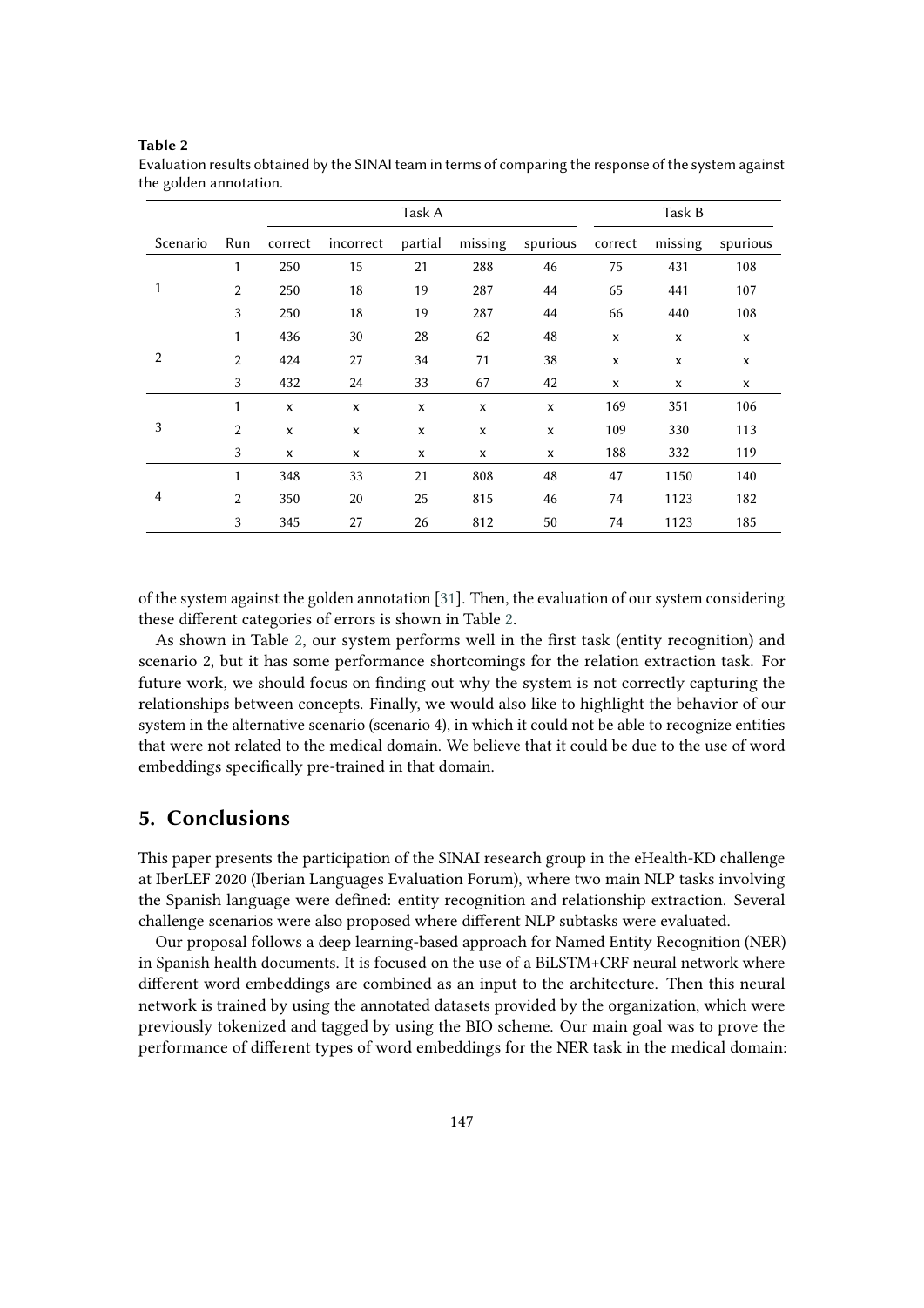**Table 2**
Evaluation results obtained by the SINAI team in terms of comparing the response of the system against the golden annotation.

| | | Task A | | | | | Task B | | |
|---|---|---|---|---|---|---|---|---|---|
| Scenario | Run | correct | incorrect | partial | missing | spurious | correct | missing | spurious |
| 1 | 1 | 250 | 15 | 21 | 288 | 46 | 75 | 431 | 108 |
| | 2 | 250 | 18 | 19 | 287 | 44 | 65 | 441 | 107 |
| | 3 | 250 | 18 | 19 | 287 | 44 | 66 | 440 | 108 |
| 2 | 1 | 436 | 30 | 28 | 62 | 48 | x | x | x |
| | 2 | 424 | 27 | 34 | 71 | 38 | x | x | x |
| | 3 | 432 | 24 | 33 | 67 | 42 | x | x | x |
| 3 | 1 | x | x | x | x | x | 169 | 351 | 106 |
| | 2 | x | x | x | x | x | 109 | 330 | 113 |
| | 3 | x | x | x | x | x | 188 | 332 | 119 |
| 4 | 1 | 348 | 33 | 21 | 808 | 48 | 47 | 1150 | 140 |
| | 2 | 350 | 20 | 25 | 815 | 46 | 74 | 1123 | 182 |
| | 3 | 345 | 27 | 26 | 812 | 50 | 74 | 1123 | 185 |

of the system against the golden annotation [31]. Then, the evaluation of our system considering these different categories of errors is shown in Table 2.

As shown in Table 2, our system performs well in the first task (entity recognition) and scenario 2, but it has some performance shortcomings for the relation extraction task. For future work, we should focus on finding out why the system is not correctly capturing the relationships between concepts. Finally, we would also like to highlight the behavior of our system in the alternative scenario (scenario 4), in which it could not be able to recognize entities that were not related to the medical domain. We believe that it could be due to the use of word embeddings specifically pre-trained in that domain.

## 5. Conclusions

This paper presents the participation of the SINAI research group in the eHealth-KD challenge at IberLEF 2020 (Iberian Languages Evaluation Forum), where two main NLP tasks involving the Spanish language were defined: entity recognition and relationship extraction. Several challenge scenarios were also proposed where different NLP subtasks were evaluated.

Our proposal follows a deep learning-based approach for Named Entity Recognition (NER) in Spanish health documents. It is focused on the use of a BiLSTM+CRF neural network where different word embeddings are combined as an input to the architecture. Then this neural network is trained by using the annotated datasets provided by the organization, which were previously tokenized and tagged by using the BIO scheme. Our main goal was to prove the performance of different types of word embeddings for the NER task in the medical domain: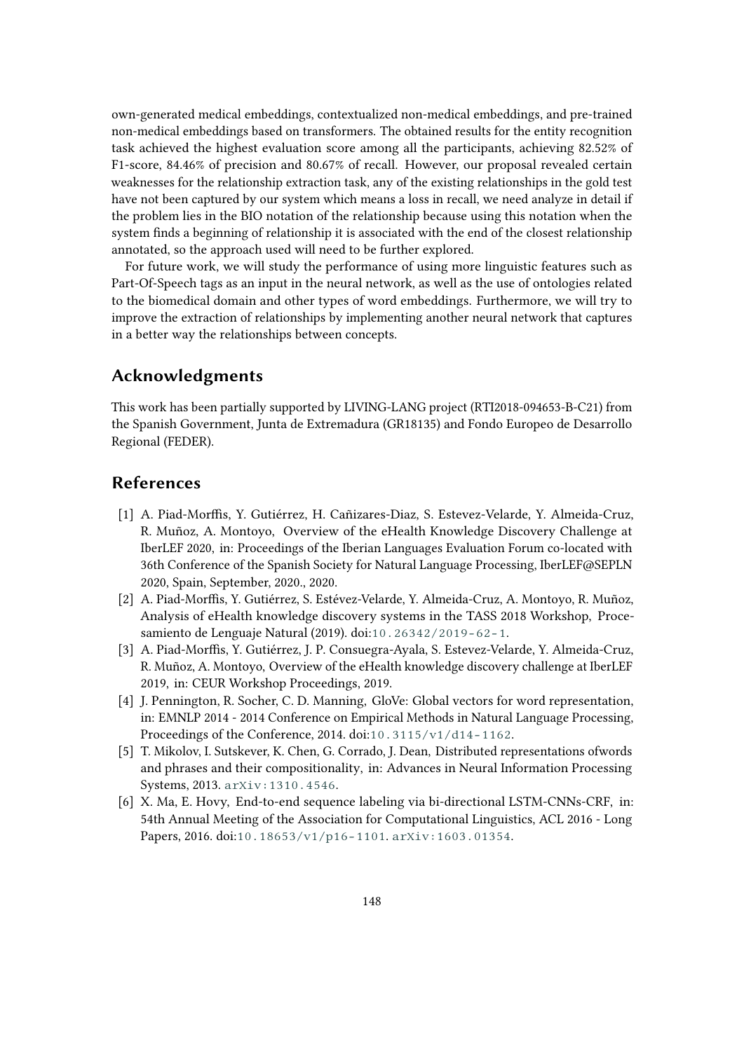own-generated medical embeddings, contextualized non-medical embeddings, and pre-trained non-medical embeddings based on transformers. The obtained results for the entity recognition task achieved the highest evaluation score among all the participants, achieving 82.52% of F1-score, 84.46% of precision and 80.67% of recall. However, our proposal revealed certain weaknesses for the relationship extraction task, any of the existing relationships in the gold test have not been captured by our system which means a loss in recall, we need analyze in detail if the problem lies in the BIO notation of the relationship because using this notation when the system finds a beginning of relationship it is associated with the end of the closest relationship annotated, so the approach used will need to be further explored.

For future work, we will study the performance of using more linguistic features such as Part-Of-Speech tags as an input in the neural network, as well as the use of ontologies related to the biomedical domain and other types of word embeddings. Furthermore, we will try to improve the extraction of relationships by implementing another neural network that captures in a better way the relationships between concepts.

## Acknowledgments

This work has been partially supported by LIVING-LANG project (RTI2018-094653-B-C21) from the Spanish Government, Junta de Extremadura (GR18135) and Fondo Europeo de Desarrollo Regional (FEDER).

## References

[1] A. Piad-Morffis, Y. Gutiérrez, H. Cañizares-Diaz, S. Estevez-Velarde, Y. Almeida-Cruz, R. Muñoz, A. Montoyo, Overview of the eHealth Knowledge Discovery Challenge at IberLEF 2020, in: Proceedings of the Iberian Languages Evaluation Forum co-located with 36th Conference of the Spanish Society for Natural Language Processing, IberLEF@SEPLN 2020, Spain, September, 2020., 2020.

[2] A. Piad-Morffis, Y. Gutiérrez, S. Estévez-Velarde, Y. Almeida-Cruz, A. Montoyo, R. Muñoz, Analysis of eHealth knowledge discovery systems in the TASS 2018 Workshop, Procesamiento de Lenguaje Natural (2019). doi:10.26342/2019-62-1.

[3] A. Piad-Morffis, Y. Gutiérrez, J. P. Consuegra-Ayala, S. Estevez-Velarde, Y. Almeida-Cruz, R. Muñoz, A. Montoyo, Overview of the eHealth knowledge discovery challenge at IberLEF 2019, in: CEUR Workshop Proceedings, 2019.

[4] J. Pennington, R. Socher, C. D. Manning, GloVe: Global vectors for word representation, in: EMNLP 2014 - 2014 Conference on Empirical Methods in Natural Language Processing, Proceedings of the Conference, 2014. doi:10.3115/v1/d14-1162.

[5] T. Mikolov, I. Sutskever, K. Chen, G. Corrado, J. Dean, Distributed representations ofwords and phrases and their compositionality, in: Advances in Neural Information Processing Systems, 2013. arXiv:1310.4546.

[6] X. Ma, E. Hovy, End-to-end sequence labeling via bi-directional LSTM-CNNs-CRF, in: 54th Annual Meeting of the Association for Computational Linguistics, ACL 2016 - Long Papers, 2016. doi:10.18653/v1/p16-1101. arXiv:1603.01354.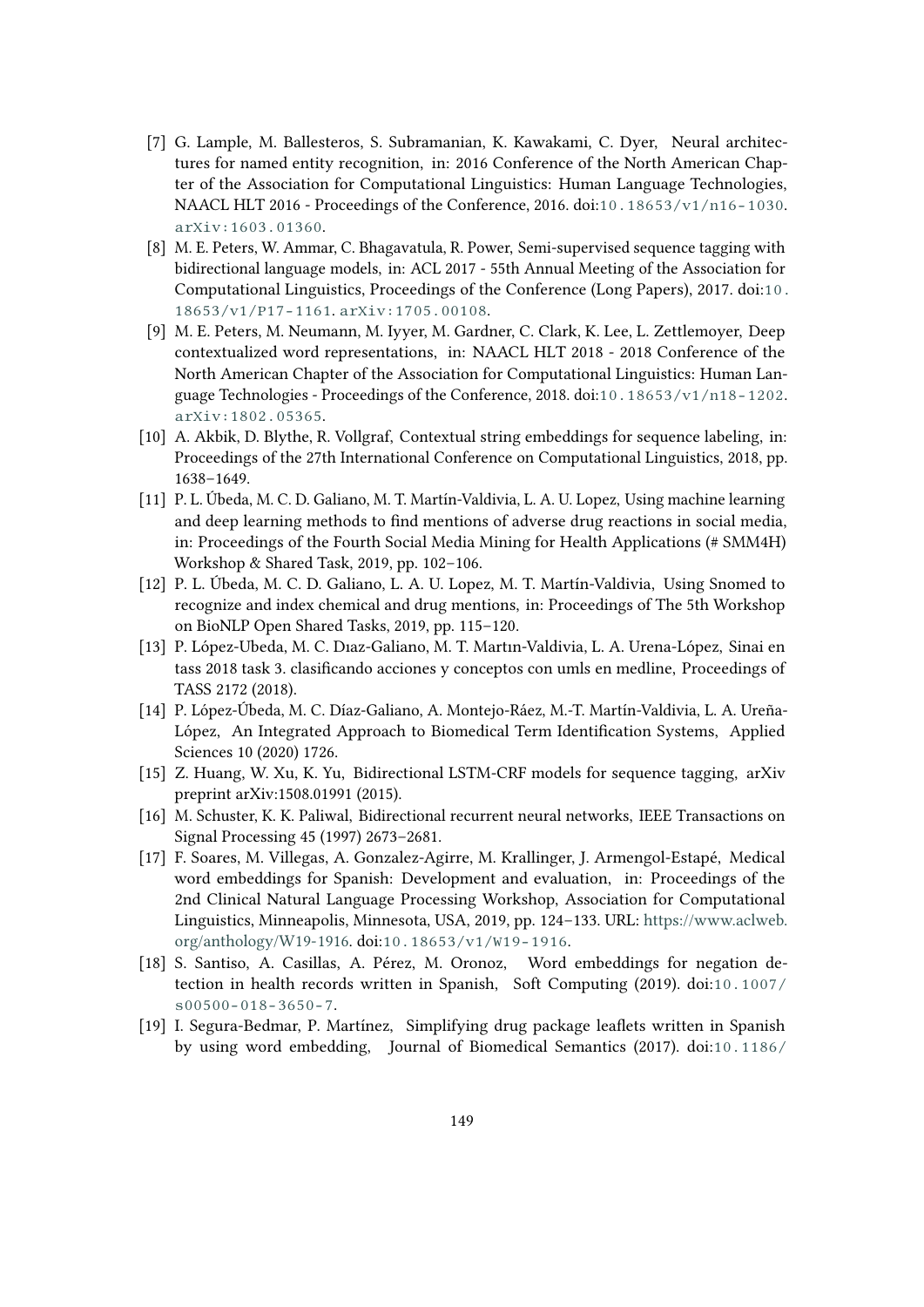- [7] G. Lample, M. Ballesteros, S. Subramanian, K. Kawakami, C. Dyer, Neural architectures for named entity recognition, in: 2016 Conference of the North American Chapter of the Association for Computational Linguistics: Human Language Technologies, NAACL HLT 2016 - Proceedings of the Conference, 2016. doi:10.18653/v1/n16-1030. arXiv:1603.01360.
- [8] M. E. Peters, W. Ammar, C. Bhagavatula, R. Power, Semi-supervised sequence tagging with bidirectional language models, in: ACL 2017 - 55th Annual Meeting of the Association for Computational Linguistics, Proceedings of the Conference (Long Papers), 2017. doi:10.18653/v1/P17-1161. arXiv:1705.00108.
- [9] M. E. Peters, M. Neumann, M. Iyyer, M. Gardner, C. Clark, K. Lee, L. Zettlemoyer, Deep contextualized word representations, in: NAACL HLT 2018 - 2018 Conference of the North American Chapter of the Association for Computational Linguistics: Human Language Technologies - Proceedings of the Conference, 2018. doi:10.18653/v1/n18-1202. arXiv:1802.05365.
- [10] A. Akbik, D. Blythe, R. Vollgraf, Contextual string embeddings for sequence labeling, in: Proceedings of the 27th International Conference on Computational Linguistics, 2018, pp. 1638–1649.
- [11] P. L. Úbeda, M. C. D. Galiano, M. T. Martín-Valdivia, L. A. U. Lopez, Using machine learning and deep learning methods to find mentions of adverse drug reactions in social media, in: Proceedings of the Fourth Social Media Mining for Health Applications (# SMM4H) Workshop & Shared Task, 2019, pp. 102–106.
- [12] P. L. Úbeda, M. C. D. Galiano, L. A. U. Lopez, M. T. Martín-Valdivia, Using Snomed to recognize and index chemical and drug mentions, in: Proceedings of The 5th Workshop on BioNLP Open Shared Tasks, 2019, pp. 115–120.
- [13] P. López-Ubeda, M. C. Dıaz-Galiano, M. T. Martın-Valdivia, L. A. Urena-López, Sinai en tass 2018 task 3. clasificando acciones y conceptos con umls en medline, Proceedings of TASS 2172 (2018).
- [14] P. López-Úbeda, M. C. Díaz-Galiano, A. Montejo-Ráez, M.-T. Martín-Valdivia, L. A. Ureña-López, An Integrated Approach to Biomedical Term Identification Systems, Applied Sciences 10 (2020) 1726.
- [15] Z. Huang, W. Xu, K. Yu, Bidirectional LSTM-CRF models for sequence tagging, arXiv preprint arXiv:1508.01991 (2015).
- [16] M. Schuster, K. K. Paliwal, Bidirectional recurrent neural networks, IEEE Transactions on Signal Processing 45 (1997) 2673–2681.
- [17] F. Soares, M. Villegas, A. Gonzalez-Agirre, M. Krallinger, J. Armengol-Estapé, Medical word embeddings for Spanish: Development and evaluation, in: Proceedings of the 2nd Clinical Natural Language Processing Workshop, Association for Computational Linguistics, Minneapolis, Minnesota, USA, 2019, pp. 124–133. URL: https://www.aclweb.org/anthology/W19-1916. doi:10.18653/v1/W19-1916.
- [18] S. Santiso, A. Casillas, A. Pérez, M. Oronoz, Word embeddings for negation detection in health records written in Spanish, Soft Computing (2019). doi:10.1007/s00500-018-3650-7.
- [19] I. Segura-Bedmar, P. Martínez, Simplifying drug package leaflets written in Spanish by using word embedding, Journal of Biomedical Semantics (2017). doi:10.1186/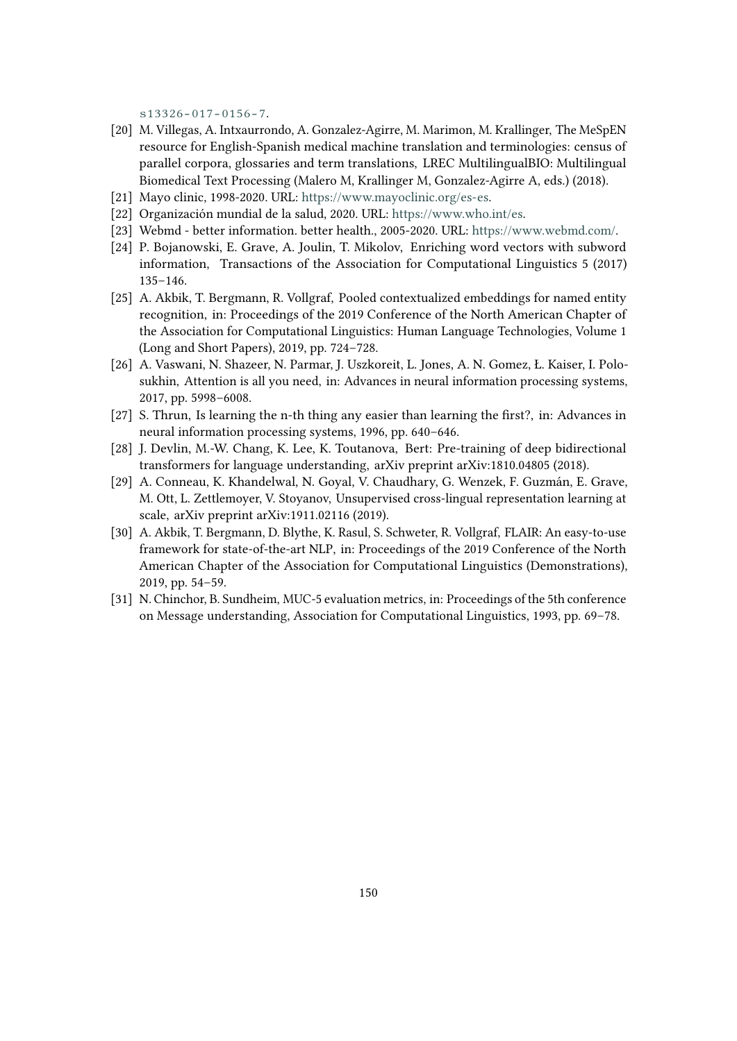s13326-017-0156-7.

[20] M. Villegas, A. Intxaurrondo, A. Gonzalez-Agirre, M. Marimon, M. Krallinger, The MeSpEN resource for English-Spanish medical machine translation and terminologies: census of parallel corpora, glossaries and term translations, LREC MultilingualBIO: Multilingual Biomedical Text Processing (Malero M, Krallinger M, Gonzalez-Agirre A, eds.) (2018).

[21] Mayo clinic, 1998-2020. URL: https://www.mayoclinic.org/es-es.

[22] Organización mundial de la salud, 2020. URL: https://www.who.int/es.

[23] Webmd - better information. better health., 2005-2020. URL: https://www.webmd.com/.

[24] P. Bojanowski, E. Grave, A. Joulin, T. Mikolov, Enriching word vectors with subword information, Transactions of the Association for Computational Linguistics 5 (2017) 135–146.

[25] A. Akbik, T. Bergmann, R. Vollgraf, Pooled contextualized embeddings for named entity recognition, in: Proceedings of the 2019 Conference of the North American Chapter of the Association for Computational Linguistics: Human Language Technologies, Volume 1 (Long and Short Papers), 2019, pp. 724–728.

[26] A. Vaswani, N. Shazeer, N. Parmar, J. Uszkoreit, L. Jones, A. N. Gomez, Ł. Kaiser, I. Polosukhin, Attention is all you need, in: Advances in neural information processing systems, 2017, pp. 5998–6008.

[27] S. Thrun, Is learning the n-th thing any easier than learning the first?, in: Advances in neural information processing systems, 1996, pp. 640–646.

[28] J. Devlin, M.-W. Chang, K. Lee, K. Toutanova, Bert: Pre-training of deep bidirectional transformers for language understanding, arXiv preprint arXiv:1810.04805 (2018).

[29] A. Conneau, K. Khandelwal, N. Goyal, V. Chaudhary, G. Wenzek, F. Guzmán, E. Grave, M. Ott, L. Zettlemoyer, V. Stoyanov, Unsupervised cross-lingual representation learning at scale, arXiv preprint arXiv:1911.02116 (2019).

[30] A. Akbik, T. Bergmann, D. Blythe, K. Rasul, S. Schweter, R. Vollgraf, FLAIR: An easy-to-use framework for state-of-the-art NLP, in: Proceedings of the 2019 Conference of the North American Chapter of the Association for Computational Linguistics (Demonstrations), 2019, pp. 54–59.

[31] N. Chinchor, B. Sundheim, MUC-5 evaluation metrics, in: Proceedings of the 5th conference on Message understanding, Association for Computational Linguistics, 1993, pp. 69–78.